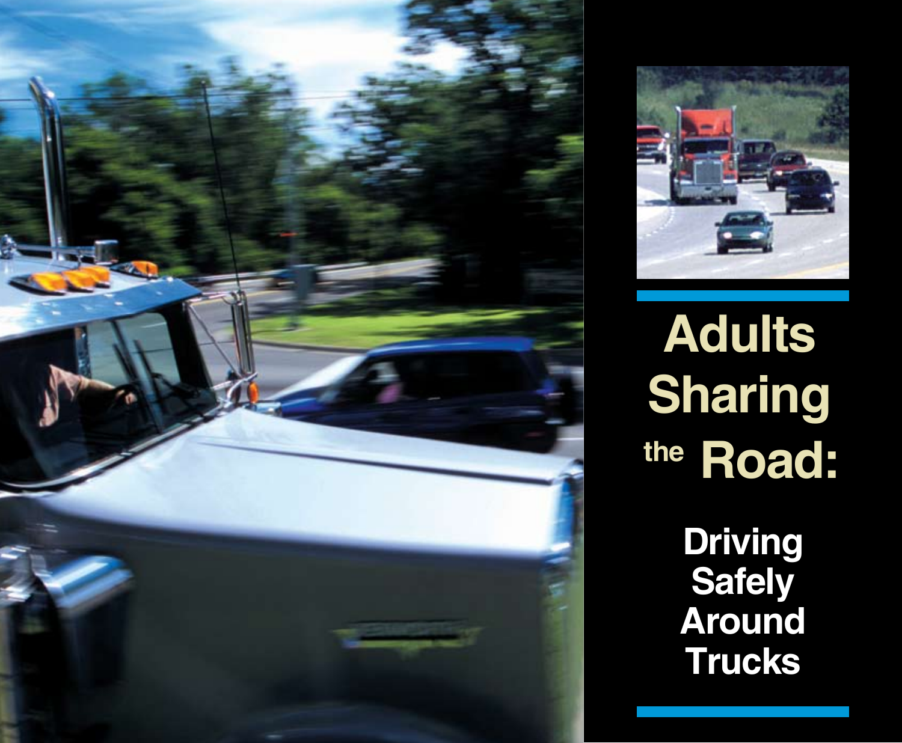# Adults Sharing the Road:

## Driving Safely Around Trucks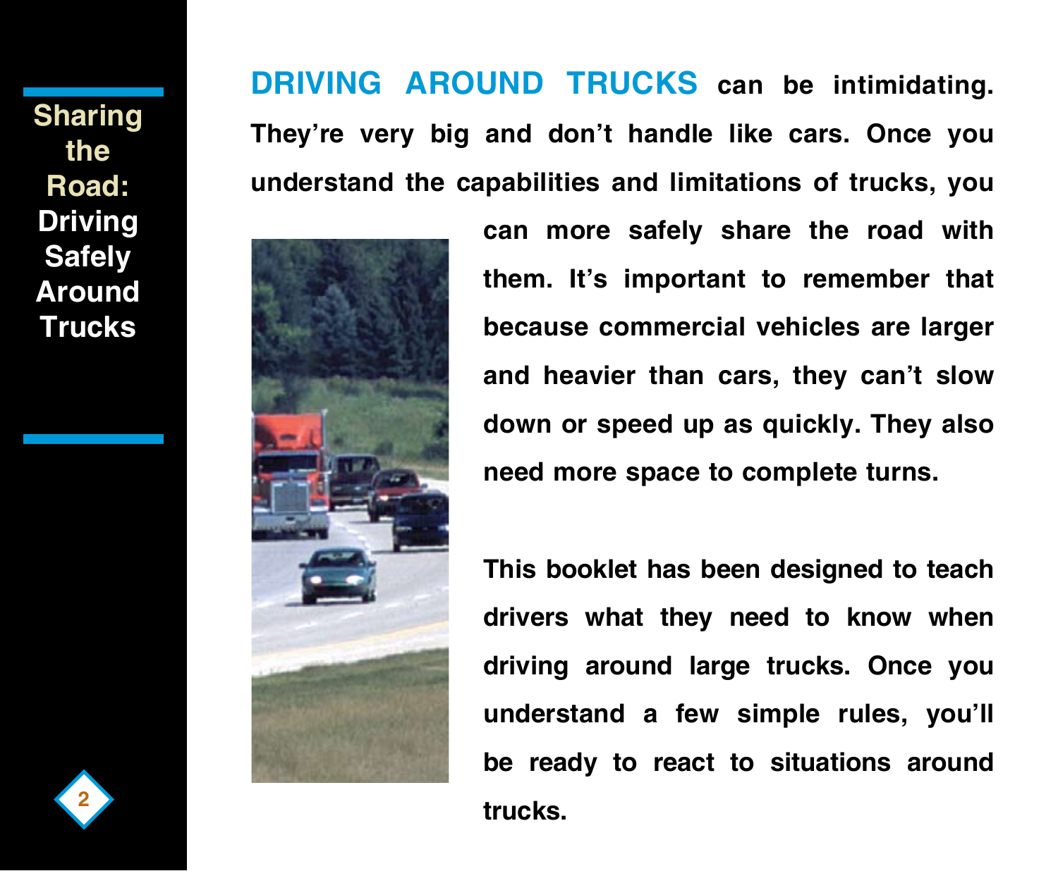**DRIVING AROUND TRUCKS** can be intimidating. They're very big and don't handle like cars. Once you understand the capabilities and limitations of trucks, you can more safely share the road with them. It's important to remember that because commercial vehicles are larger and heavier than cars, they can't slow down or speed up as quickly. They also need more space to complete turns.

This booklet has been designed to teach drivers what they need to know when driving around large trucks. Once you understand a few simple rules, you'll be ready to react to situations around trucks.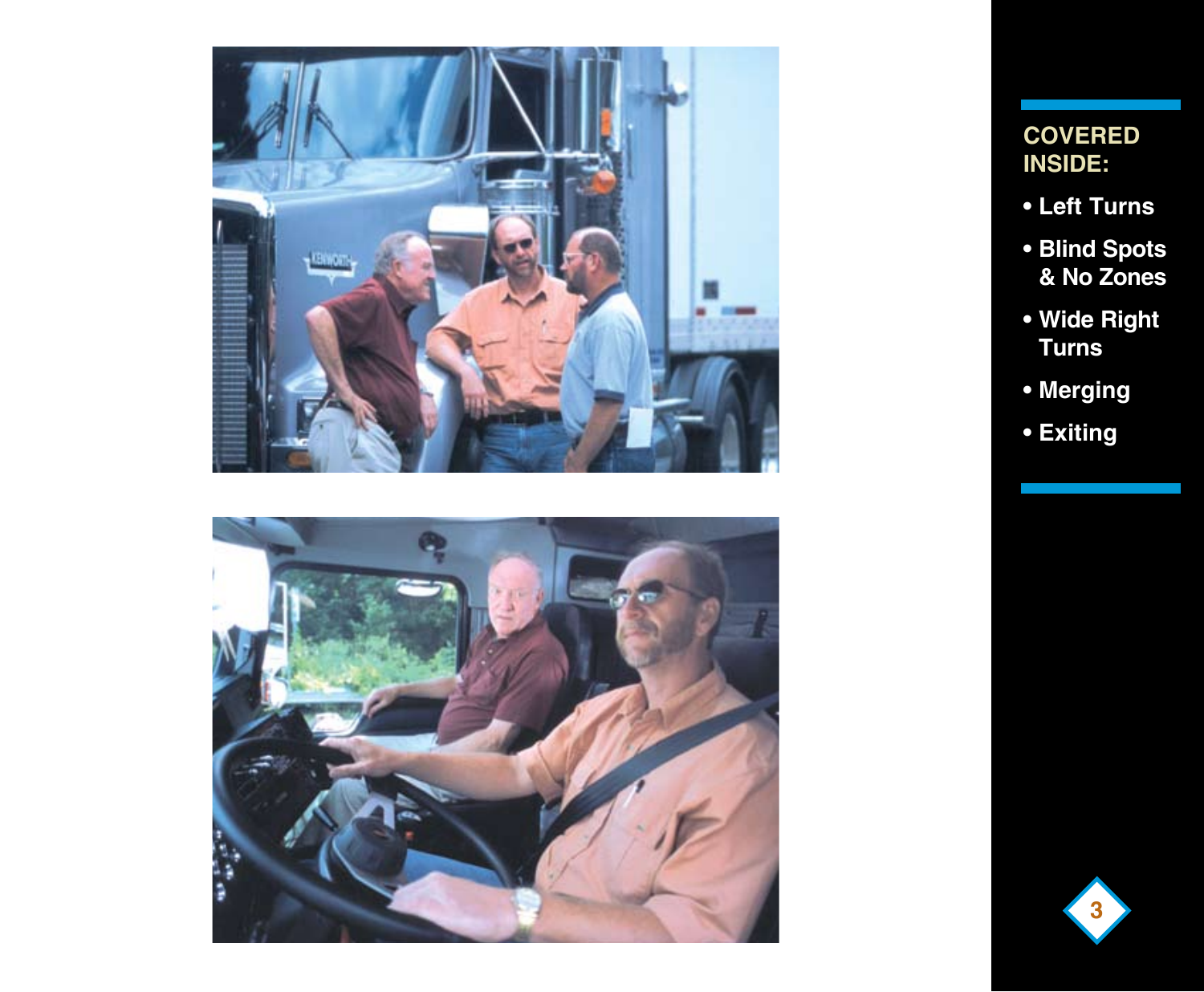## COVERED INSIDE:

- Left Turns
- Blind Spots & No Zones
- Wide Right Turns
- Merging
- Exiting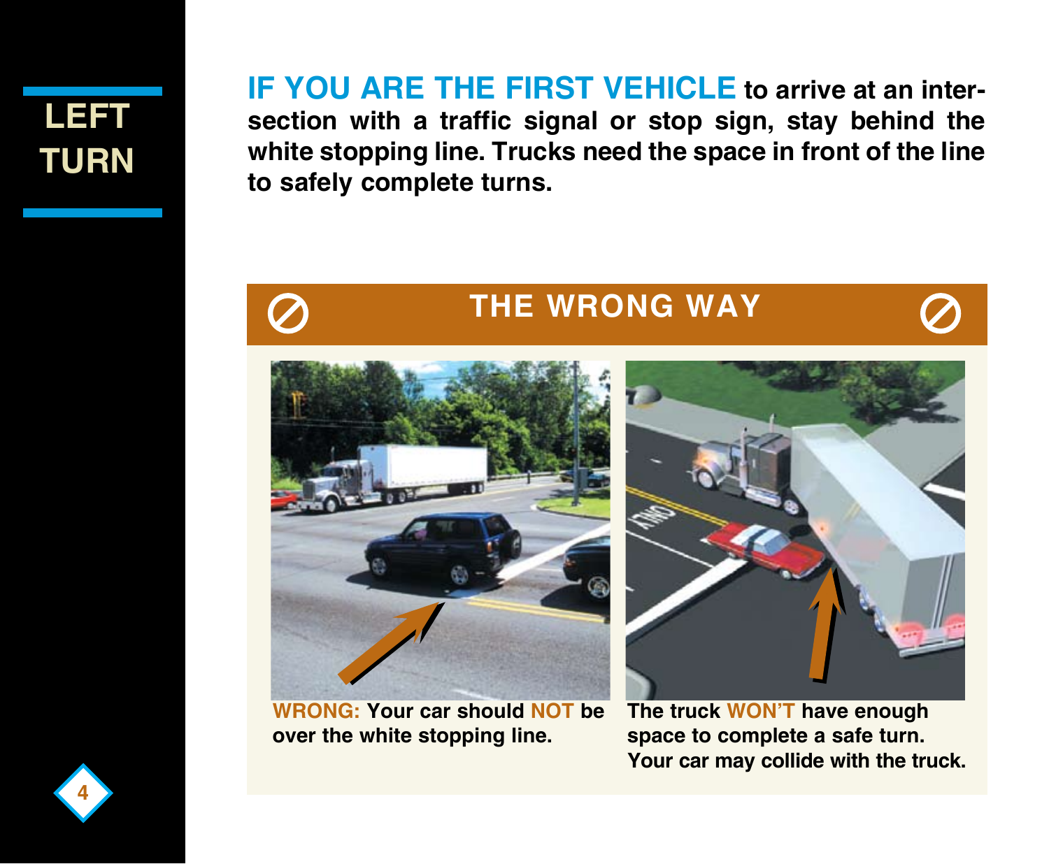# LEFT TURN

**IF YOU ARE THE FIRST VEHICLE to arrive at an intersection with a traffic signal or stop sign, stay behind the white stopping line. Trucks need the space in front of the line to safely complete turns.**

## THE WRONG WAY

**WRONG: Your car should NOT be over the white stopping line.**

**The truck WON'T have enough space to complete a safe turn. Your car may collide with the truck.**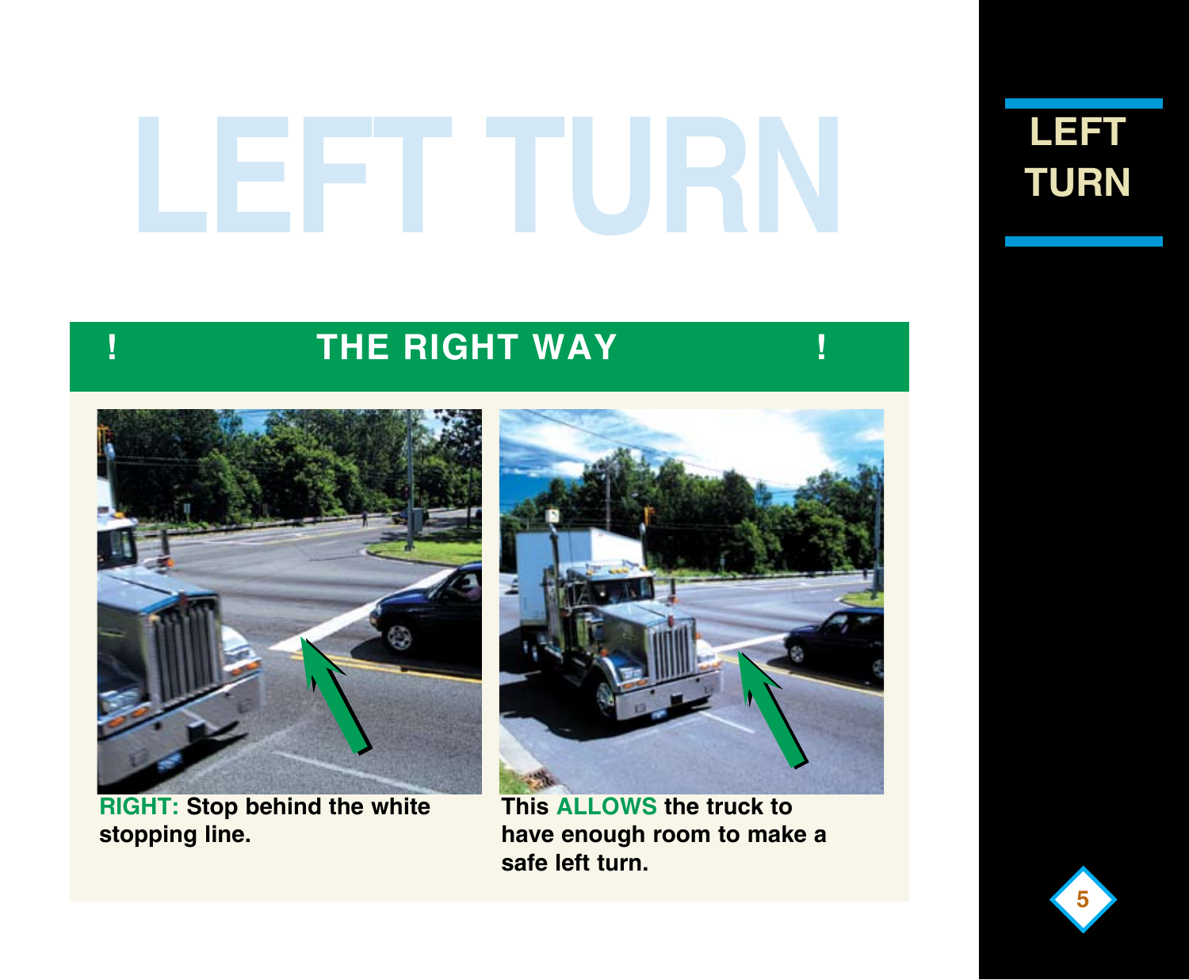# LEFT TURN

## ! THE RIGHT WAY !

**RIGHT: Stop behind the white stopping line.**

**This ALLOWS the truck to have enough room to make a safe left turn.**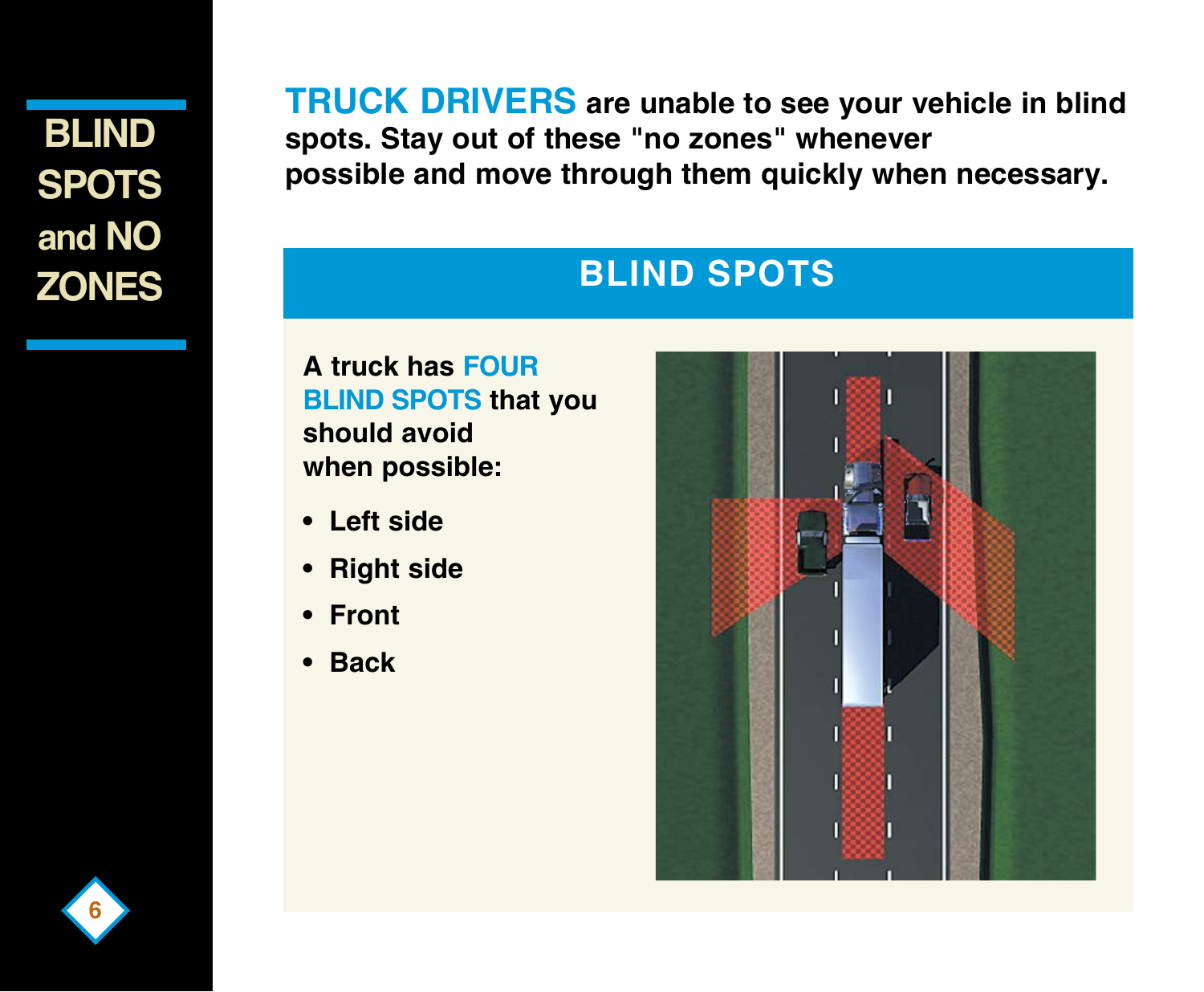# BLIND SPOTS and NO ZONES

**TRUCK DRIVERS are unable to see your vehicle in blind spots. Stay out of these "no zones" whenever possible and move through them quickly when necessary.**

## BLIND SPOTS

**A truck has FOUR BLIND SPOTS that you should avoid when possible:**

- **Left side**
- **Right side**
- **Front**
- **Back**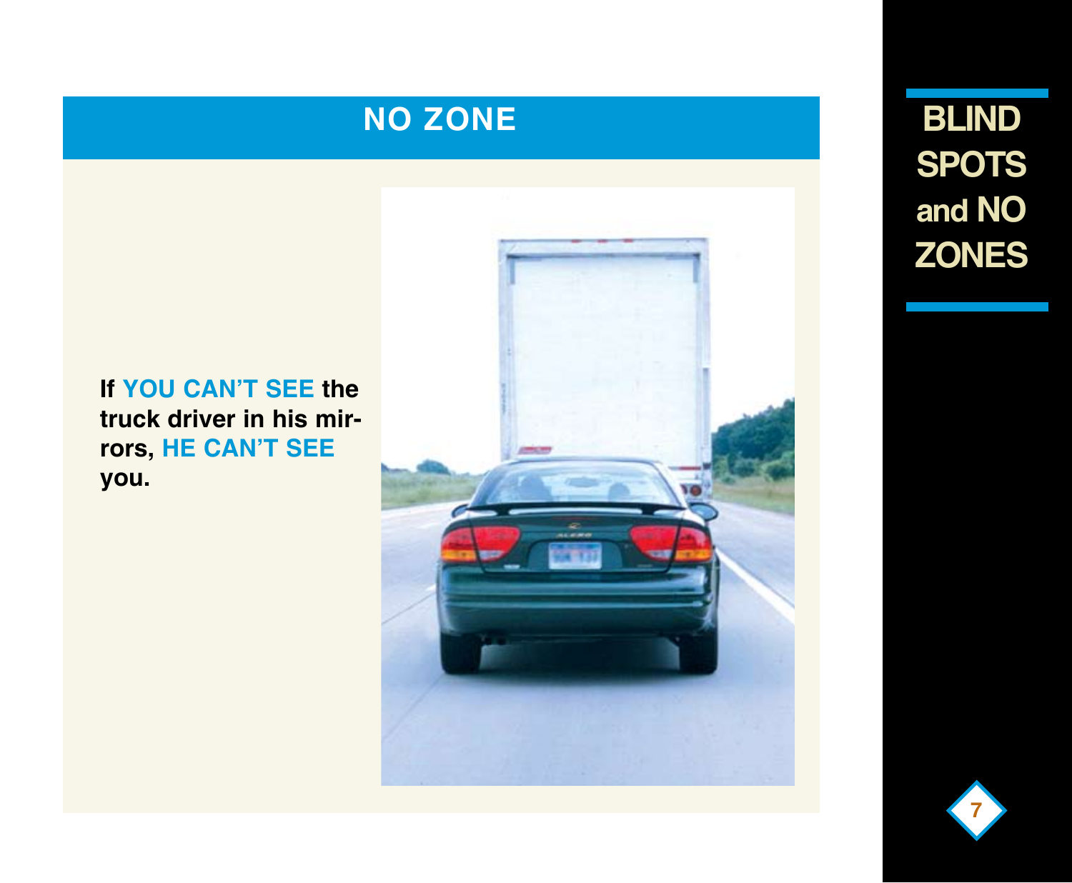## NO ZONE

**If YOU CAN'T SEE the truck driver in his mirrors, HE CAN'T SEE you.**

**BLIND SPOTS and NO ZONES**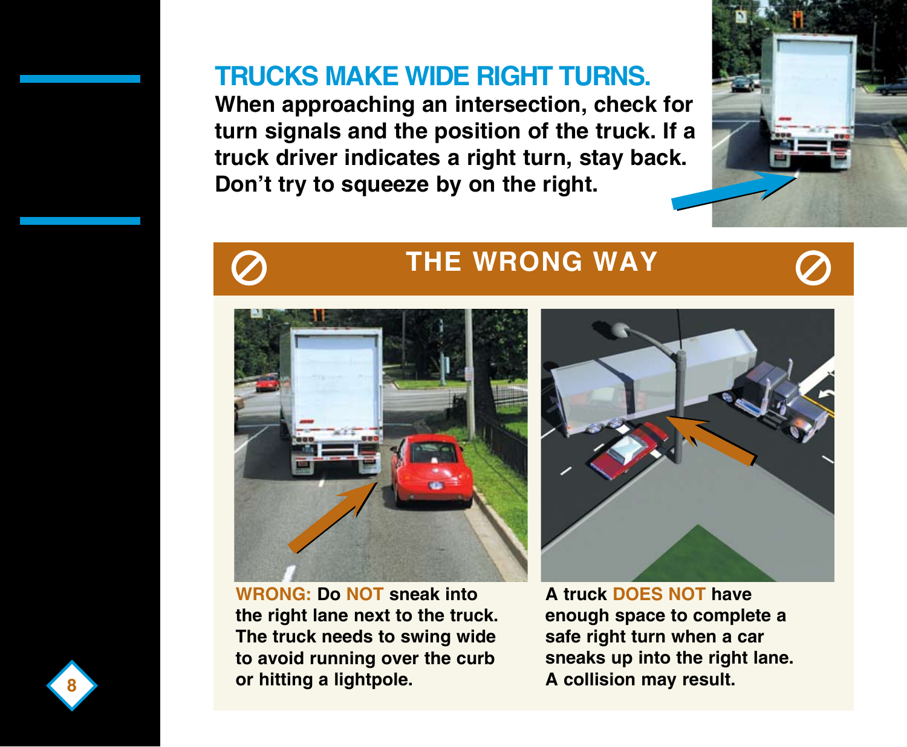## TRUCKS MAKE WIDE RIGHT TURNS.

**When approaching an intersection, check for turn signals and the position of the truck. If a truck driver indicates a right turn, stay back. Don't try to squeeze by on the right.**

### THE WRONG WAY

**WRONG: Do NOT sneak into the right lane next to the truck. The truck needs to swing wide to avoid running over the curb or hitting a lightpole.**

**A truck DOES NOT have enough space to complete a safe right turn when a car sneaks up into the right lane. A collision may result.**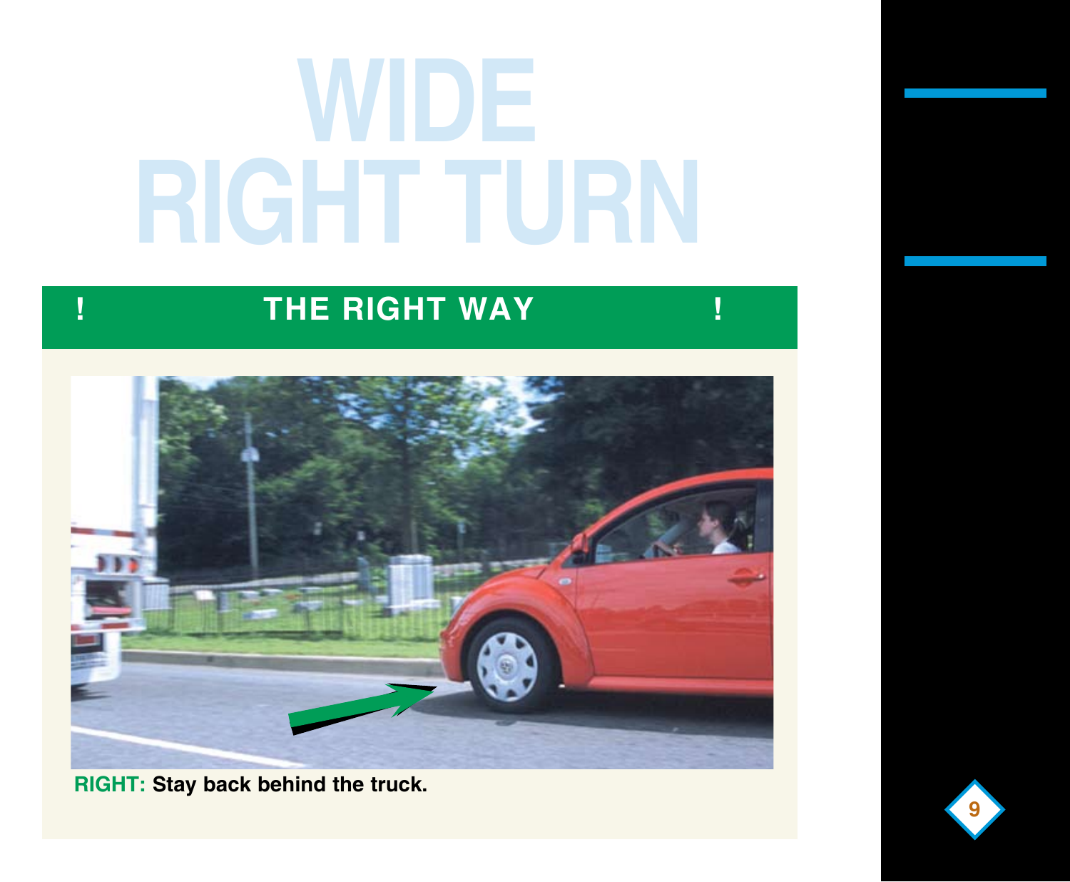# WIDE RIGHT TURN

## ! THE RIGHT WAY !

**RIGHT:** **Stay back behind the truck.**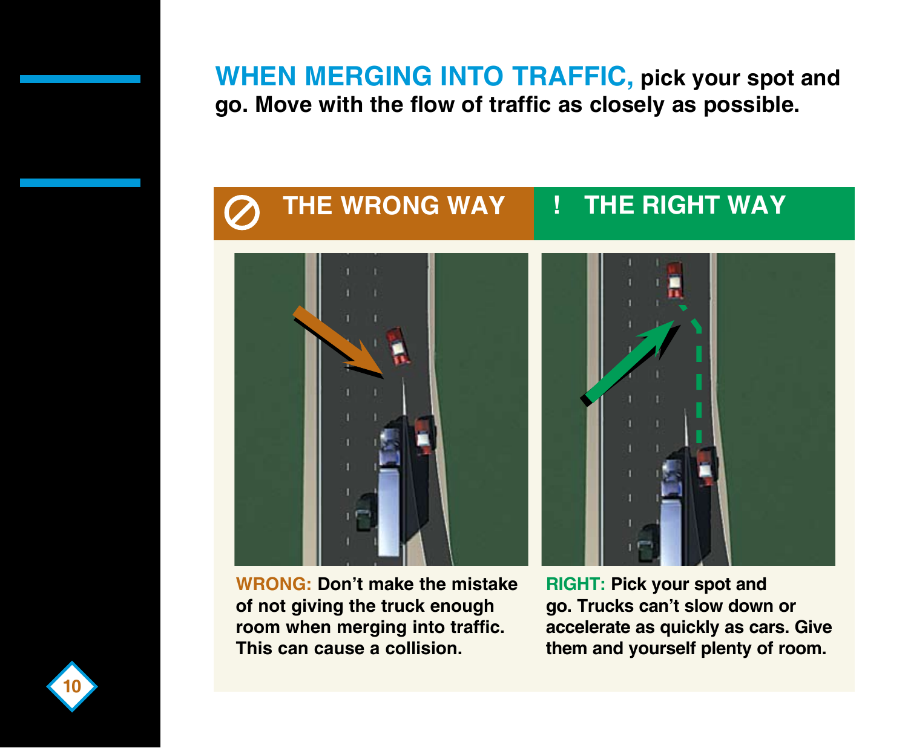**WHEN MERGING INTO TRAFFIC, pick your spot and go. Move with the flow of traffic as closely as possible.**

## THE WRONG WAY

**WRONG:** **Don't make the mistake of not giving the truck enough room when merging into traffic. This can cause a collision.**

## ! THE RIGHT WAY

**RIGHT:** **Pick your spot and go. Trucks can't slow down or accelerate as quickly as cars. Give them and yourself plenty of room.**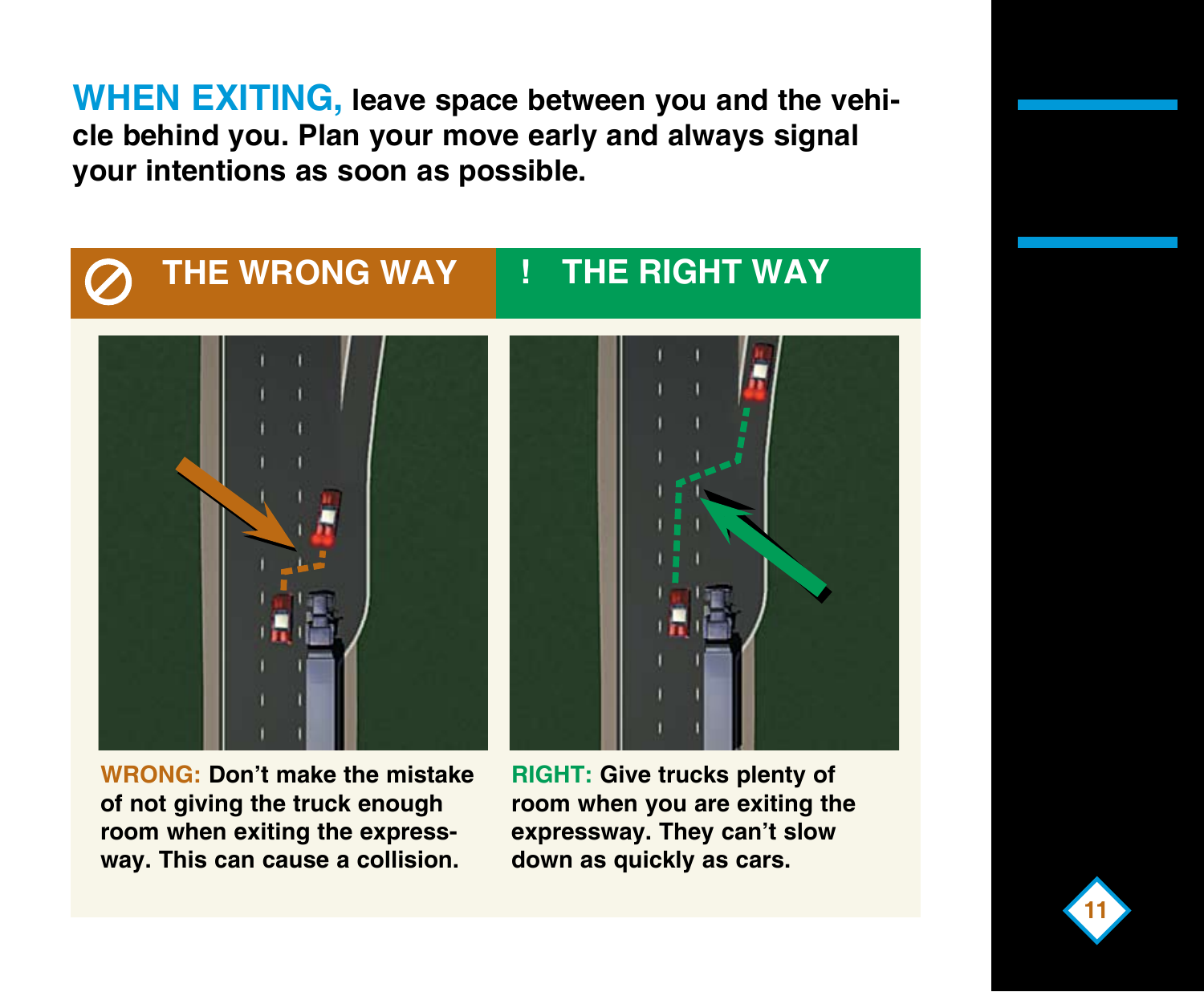**WHEN EXITING,** leave space between you and the vehicle behind you. Plan your move early and always signal your intentions as soon as possible.

## ⊘ THE WRONG WAY

**WRONG:** Don't make the mistake of not giving the truck enough room when exiting the expressway. This can cause a collision.

## ! THE RIGHT WAY

**RIGHT:** Give trucks plenty of room when you are exiting the expressway. They can't slow down as quickly as cars.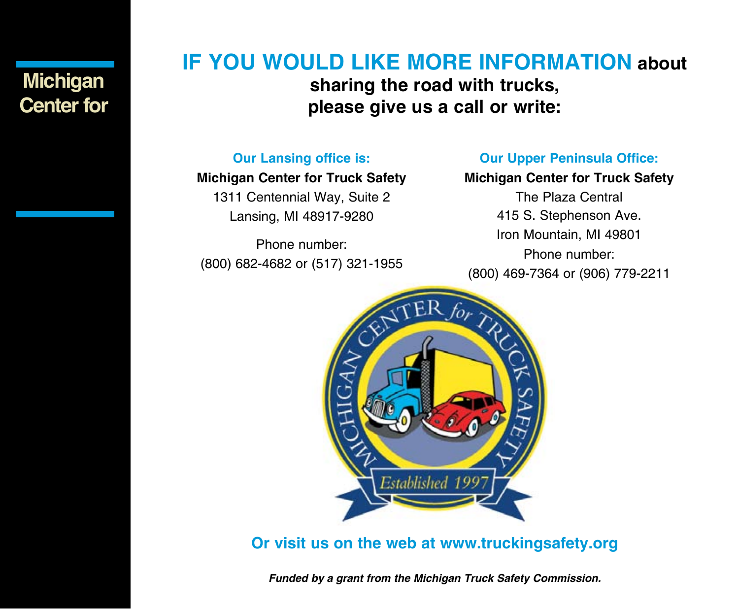Michigan
Center for

# IF YOU WOULD LIKE MORE INFORMATION about sharing the road with trucks, please give us a call or write:

**Our Lansing office is:**

**Michigan Center for Truck Safety**
1311 Centennial Way, Suite 2
Lansing, MI 48917-9280

Phone number:
(800) 682-4682 or (517) 321-1955

**Our Upper Peninsula Office:**

**Michigan Center for Truck Safety**
The Plaza Central
415 S. Stephenson Ave.
Iron Mountain, MI 49801
Phone number:
(800) 469-7364 or (906) 779-2211

MICHIGAN CENTER for TRUCK SAFETY
Established 1997

**Or visit us on the web at www.truckingsafety.org**

***Funded by a grant from the Michigan Truck Safety Commission.***